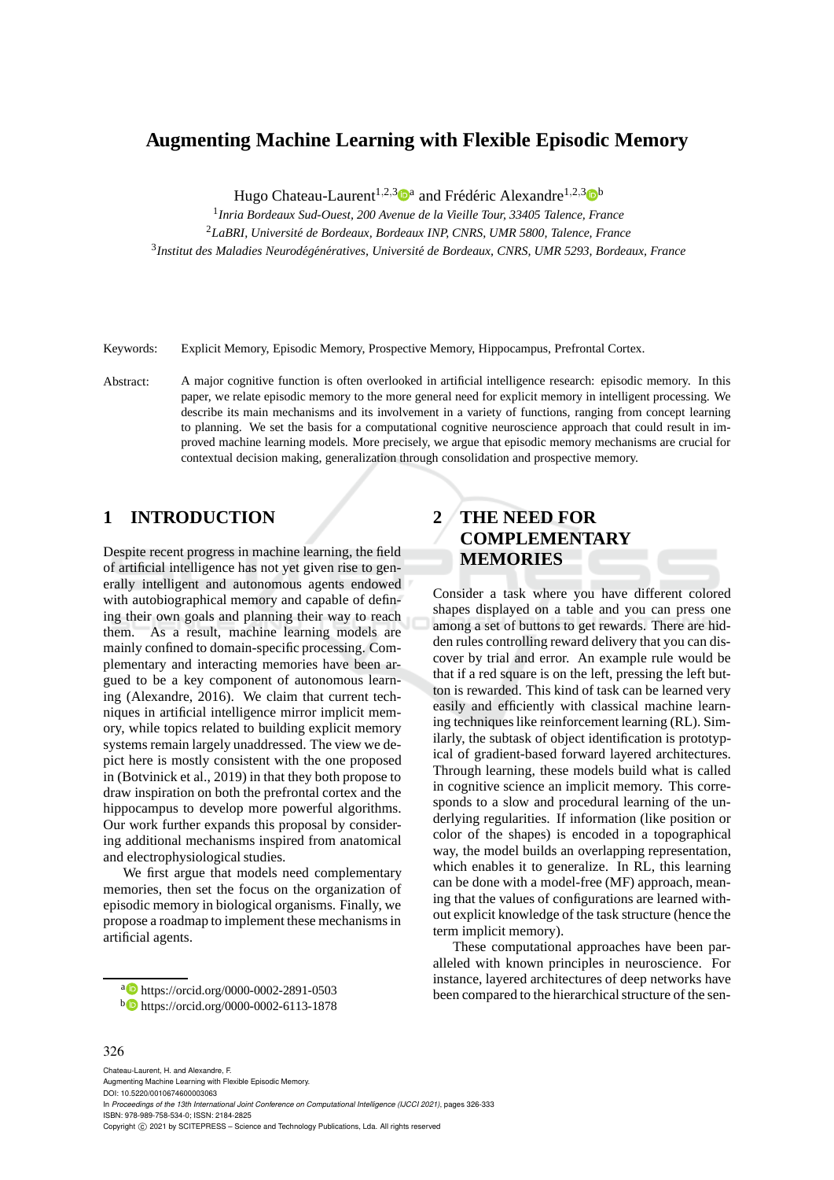／# Augmenting Machine Learning with Flexible Episodic Memory

Hugo Chateau-Laurent[1,2,3][a] and Frédéric Alexandre[1,2,3][b]

[1]*Inria Bordeaux Sud-Ouest, 200 Avenue de la Vieille Tour, 33405 Talence, France*

[2]*LaBRI, Université de Bordeaux, Bordeaux INP, CNRS, UMR 5800, Talence, France*

[3]*Institut des Maladies Neurodégénératives, Université de Bordeaux, CNRS, UMR 5293, Bordeaux, France*

Keywords: Explicit Memory, Episodic Memory, Prospective Memory, Hippocampus, Prefrontal Cortex.

Abstract: A major cognitive function is often overlooked in artificial intelligence research: episodic memory. In this paper, we relate episodic memory to the more general need for explicit memory in intelligent processing. We describe its main mechanisms and its involvement in a variety of functions, ranging from concept learning to planning. We set the basis for a computational cognitive neuroscience approach that could result in improved machine learning models. More precisely, we argue that episodic memory mechanisms are crucial for contextual decision making, generalization through consolidation and prospective memory.

## 1 INTRODUCTION

Despite recent progress in machine learning, the field of artificial intelligence has not yet given rise to generally intelligent and autonomous agents endowed with autobiographical memory and capable of defining their own goals and planning their way to reach them. As a result, machine learning models are mainly confined to domain-specific processing. Complementary and interacting memories have been argued to be a key component of autonomous learning (Alexandre, 2016). We claim that current techniques in artificial intelligence mirror implicit memory, while topics related to building explicit memory systems remain largely unaddressed. The view we depict here is mostly consistent with the one proposed in (Botvinick et al., 2019) in that they both propose to draw inspiration on both the prefrontal cortex and the hippocampus to develop more powerful algorithms. Our work further expands this proposal by considering additional mechanisms inspired from anatomical and electrophysiological studies.

We first argue that models need complementary memories, then set the focus on the organization of episodic memory in biological organisms. Finally, we propose a roadmap to implement these mechanisms in artificial agents.

[a] https://orcid.org/0000-0002-2891-0503

[b] https://orcid.org/0000-0002-6113-1878

## 2 THE NEED FOR COMPLEMENTARY MEMORIES

Consider a task where you have different colored shapes displayed on a table and you can press one among a set of buttons to get rewards. There are hidden rules controlling reward delivery that you can discover by trial and error. An example rule would be that if a red square is on the left, pressing the left button is rewarded. This kind of task can be learned very easily and efficiently with classical machine learning techniques like reinforcement learning (RL). Similarly, the subtask of object identification is prototypical of gradient-based forward layered architectures. Through learning, these models build what is called in cognitive science an implicit memory. This corresponds to a slow and procedural learning of the underlying regularities. If information (like position or color of the shapes) is encoded in a topographical way, the model builds an overlapping representation, which enables it to generalize. In RL, this learning can be done with a model-free (MF) approach, meaning that the values of configurations are learned without explicit knowledge of the task structure (hence the term implicit memory).

These computational approaches have been paralleled with known principles in neuroscience. For instance, layered architectures of deep networks have been compared to the hierarchical structure of the sen-

Chateau-Laurent, H. and Alexandre, F.
Augmenting Machine Learning with Flexible Episodic Memory.
DOI: 10.5220/0010674600003063
In *Proceedings of the 13th International Joint Conference on Computational Intelligence (IJCCI 2021)*, pages 326-333
ISBN: 978-989-758-534-0; ISSN: 2184-2825
Copyright © 2021 by SCITEPRESS – Science and Technology Publications, Lda. All rights reserved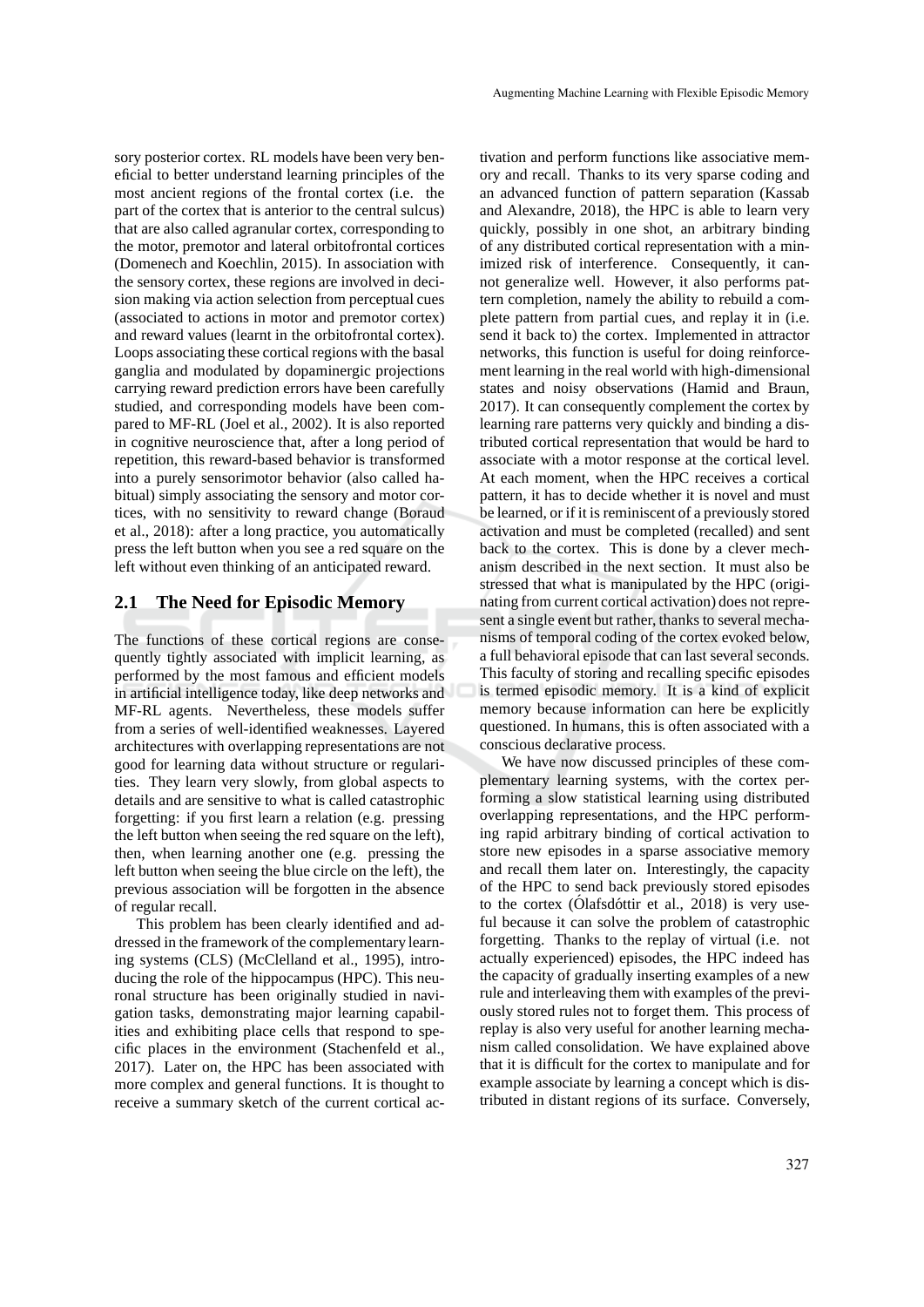sory posterior cortex. RL models have been very beneficial to better understand learning principles of the most ancient regions of the frontal cortex (i.e. the part of the cortex that is anterior to the central sulcus) that are also called agranular cortex, corresponding to the motor, premotor and lateral orbitofrontal cortices (Domenech and Koechlin, 2015). In association with the sensory cortex, these regions are involved in decision making via action selection from perceptual cues (associated to actions in motor and premotor cortex) and reward values (learnt in the orbitofrontal cortex). Loops associating these cortical regions with the basal ganglia and modulated by dopaminergic projections carrying reward prediction errors have been carefully studied, and corresponding models have been compared to MF-RL (Joel et al., 2002). It is also reported in cognitive neuroscience that, after a long period of repetition, this reward-based behavior is transformed into a purely sensorimotor behavior (also called habitual) simply associating the sensory and motor cortices, with no sensitivity to reward change (Boraud et al., 2018): after a long practice, you automatically press the left button when you see a red square on the left without even thinking of an anticipated reward.

## 2.1 The Need for Episodic Memory

The functions of these cortical regions are consequently tightly associated with implicit learning, as performed by the most famous and efficient models in artificial intelligence today, like deep networks and MF-RL agents. Nevertheless, these models suffer from a series of well-identified weaknesses. Layered architectures with overlapping representations are not good for learning data without structure or regularities. They learn very slowly, from global aspects to details and are sensitive to what is called catastrophic forgetting: if you first learn a relation (e.g. pressing the left button when seeing the red square on the left), then, when learning another one (e.g. pressing the left button when seeing the blue circle on the left), the previous association will be forgotten in the absence of regular recall.

This problem has been clearly identified and addressed in the framework of the complementary learning systems (CLS) (McClelland et al., 1995), introducing the role of the hippocampus (HPC). This neuronal structure has been originally studied in navigation tasks, demonstrating major learning capabilities and exhibiting place cells that respond to specific places in the environment (Stachenfeld et al., 2017). Later on, the HPC has been associated with more complex and general functions. It is thought to receive a summary sketch of the current cortical activation and perform functions like associative memory and recall. Thanks to its very sparse coding and an advanced function of pattern separation (Kassab and Alexandre, 2018), the HPC is able to learn very quickly, possibly in one shot, an arbitrary binding of any distributed cortical representation with a minimized risk of interference. Consequently, it cannot generalize well. However, it also performs pattern completion, namely the ability to rebuild a complete pattern from partial cues, and replay it in (i.e. send it back to) the cortex. Implemented in attractor networks, this function is useful for doing reinforcement learning in the real world with high-dimensional states and noisy observations (Hamid and Braun, 2017). It can consequently complement the cortex by learning rare patterns very quickly and binding a distributed cortical representation that would be hard to associate with a motor response at the cortical level. At each moment, when the HPC receives a cortical pattern, it has to decide whether it is novel and must be learned, or if it is reminiscent of a previously stored activation and must be completed (recalled) and sent back to the cortex. This is done by a clever mechanism described in the next section. It must also be stressed that what is manipulated by the HPC (originating from current cortical activation) does not represent a single event but rather, thanks to several mechanisms of temporal coding of the cortex evoked below, a full behavioral episode that can last several seconds. This faculty of storing and recalling specific episodes is termed episodic memory. It is a kind of explicit memory because information can here be explicitly questioned. In humans, this is often associated with a conscious declarative process.

We have now discussed principles of these complementary learning systems, with the cortex performing a slow statistical learning using distributed overlapping representations, and the HPC performing rapid arbitrary binding of cortical activation to store new episodes in a sparse associative memory and recall them later on. Interestingly, the capacity of the HPC to send back previously stored episodes to the cortex (Ólafsdóttir et al., 2018) is very useful because it can solve the problem of catastrophic forgetting. Thanks to the replay of virtual (i.e. not actually experienced) episodes, the HPC indeed has the capacity of gradually inserting examples of a new rule and interleaving them with examples of the previously stored rules not to forget them. This process of replay is also very useful for another learning mechanism called consolidation. We have explained above that it is difficult for the cortex to manipulate and for example associate by learning a concept which is distributed in distant regions of its surface. Conversely,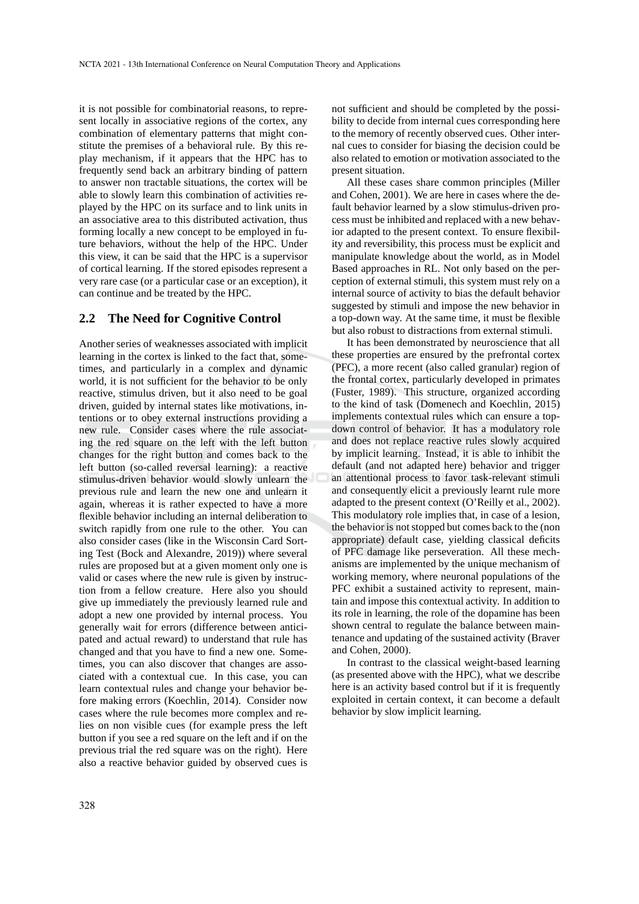it is not possible for combinatorial reasons, to represent locally in associative regions of the cortex, any combination of elementary patterns that might constitute the premises of a behavioral rule. By this replay mechanism, if it appears that the HPC has to frequently send back an arbitrary binding of pattern to answer non tractable situations, the cortex will be able to slowly learn this combination of activities replayed by the HPC on its surface and to link units in an associative area to this distributed activation, thus forming locally a new concept to be employed in future behaviors, without the help of the HPC. Under this view, it can be said that the HPC is a supervisor of cortical learning. If the stored episodes represent a very rare case (or a particular case or an exception), it can continue and be treated by the HPC.

## 2.2 The Need for Cognitive Control

Another series of weaknesses associated with implicit learning in the cortex is linked to the fact that, sometimes, and particularly in a complex and dynamic world, it is not sufficient for the behavior to be only reactive, stimulus driven, but it also need to be goal driven, guided by internal states like motivations, intentions or to obey external instructions providing a new rule. Consider cases where the rule associating the red square on the left with the left button changes for the right button and comes back to the left button (so-called reversal learning): a reactive stimulus-driven behavior would slowly unlearn the previous rule and learn the new one and unlearn it again, whereas it is rather expected to have a more flexible behavior including an internal deliberation to switch rapidly from one rule to the other. You can also consider cases (like in the Wisconsin Card Sorting Test (Bock and Alexandre, 2019)) where several rules are proposed but at a given moment only one is valid or cases where the new rule is given by instruction from a fellow creature. Here also you should give up immediately the previously learned rule and adopt a new one provided by internal process. You generally wait for errors (difference between anticipated and actual reward) to understand that rule has changed and that you have to find a new one. Sometimes, you can also discover that changes are associated with a contextual cue. In this case, you can learn contextual rules and change your behavior before making errors (Koechlin, 2014). Consider now cases where the rule becomes more complex and relies on non visible cues (for example press the left button if you see a red square on the left and if on the previous trial the red square was on the right). Here also a reactive behavior guided by observed cues is not sufficient and should be completed by the possibility to decide from internal cues corresponding here to the memory of recently observed cues. Other internal cues to consider for biasing the decision could be also related to emotion or motivation associated to the present situation.

All these cases share common principles (Miller and Cohen, 2001). We are here in cases where the default behavior learned by a slow stimulus-driven process must be inhibited and replaced with a new behavior adapted to the present context. To ensure flexibility and reversibility, this process must be explicit and manipulate knowledge about the world, as in Model Based approaches in RL. Not only based on the perception of external stimuli, this system must rely on a internal source of activity to bias the default behavior suggested by stimuli and impose the new behavior in a top-down way. At the same time, it must be flexible but also robust to distractions from external stimuli.

It has been demonstrated by neuroscience that all these properties are ensured by the prefrontal cortex (PFC), a more recent (also called granular) region of the frontal cortex, particularly developed in primates (Fuster, 1989). This structure, organized according to the kind of task (Domenech and Koechlin, 2015) implements contextual rules which can ensure a top-down control of behavior. It has a modulatory role and does not replace reactive rules slowly acquired by implicit learning. Instead, it is able to inhibit the default (and not adapted here) behavior and trigger an attentional process to favor task-relevant stimuli and consequently elicit a previously learnt rule more adapted to the present context (O'Reilly et al., 2002). This modulatory role implies that, in case of a lesion, the behavior is not stopped but comes back to the (non appropriate) default case, yielding classical deficits of PFC damage like perseveration. All these mechanisms are implemented by the unique mechanism of working memory, where neuronal populations of the PFC exhibit a sustained activity to represent, maintain and impose this contextual activity. In addition to its role in learning, the role of the dopamine has been shown central to regulate the balance between maintenance and updating of the sustained activity (Braver and Cohen, 2000).

In contrast to the classical weight-based learning (as presented above with the HPC), what we describe here is an activity based control but if it is frequently exploited in certain context, it can become a default behavior by slow implicit learning.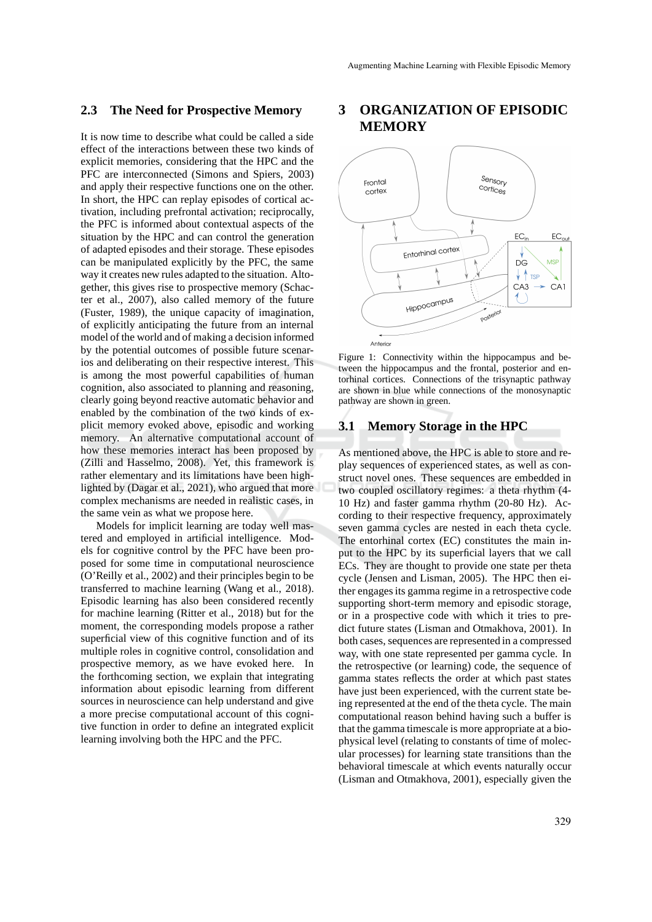### 2.3 The Need for Prospective Memory

It is now time to describe what could be called a side effect of the interactions between these two kinds of explicit memories, considering that the HPC and the PFC are interconnected (Simons and Spiers, 2003) and apply their respective functions one on the other. In short, the HPC can replay episodes of cortical activation, including prefrontal activation; reciprocally, the PFC is informed about contextual aspects of the situation by the HPC and can control the generation of adapted episodes and their storage. These episodes can be manipulated explicitly by the PFC, the same way it creates new rules adapted to the situation. Altogether, this gives rise to prospective memory (Schacter et al., 2007), also called memory of the future (Fuster, 1989), the unique capacity of imagination, of explicitly anticipating the future from an internal model of the world and of making a decision informed by the potential outcomes of possible future scenarios and deliberating on their respective interest. This is among the most powerful capabilities of human cognition, also associated to planning and reasoning, clearly going beyond reactive automatic behavior and enabled by the combination of the two kinds of explicit memory evoked above, episodic and working memory. An alternative computational account of how these memories interact has been proposed by (Zilli and Hasselmo, 2008). Yet, this framework is rather elementary and its limitations have been highlighted by (Dagar et al., 2021), who argued that more complex mechanisms are needed in realistic cases, in the same vein as what we propose here.

Models for implicit learning are today well mastered and employed in artificial intelligence. Models for cognitive control by the PFC have been proposed for some time in computational neuroscience (O'Reilly et al., 2002) and their principles begin to be transferred to machine learning (Wang et al., 2018). Episodic learning has also been considered recently for machine learning (Ritter et al., 2018) but for the moment, the corresponding models propose a rather superficial view of this cognitive function and of its multiple roles in cognitive control, consolidation and prospective memory, as we have evoked here. In the forthcoming section, we explain that integrating information about episodic learning from different sources in neuroscience can help understand and give a more precise computational account of this cognitive function in order to define an integrated explicit learning involving both the HPC and the PFC.

# 3 ORGANIZATION OF EPISODIC MEMORY

Figure 1: Connectivity within the hippocampus and between the hippocampus and the frontal, posterior and entorhinal cortices. Connections of the trisynaptic pathway are shown in blue while connections of the monosynaptic pathway are shown in green.

## 3.1 Memory Storage in the HPC

As mentioned above, the HPC is able to store and replay sequences of experienced states, as well as construct novel ones. These sequences are embedded in two coupled oscillatory regimes: a theta rhythm (4-10 Hz) and faster gamma rhythm (20-80 Hz). According to their respective frequency, approximately seven gamma cycles are nested in each theta cycle. The entorhinal cortex (EC) constitutes the main input to the HPC by its superficial layers that we call ECs. They are thought to provide one state per theta cycle (Jensen and Lisman, 2005). The HPC then either engages its gamma regime in a retrospective code supporting short-term memory and episodic storage, or in a prospective code with which it tries to predict future states (Lisman and Otmakhova, 2001). In both cases, sequences are represented in a compressed way, with one state represented per gamma cycle. In the retrospective (or learning) code, the sequence of gamma states reflects the order at which past states have just been experienced, with the current state being represented at the end of the theta cycle. The main computational reason behind having such a buffer is that the gamma timescale is more appropriate at a biophysical level (relating to constants of time of molecular processes) for learning state transitions than the behavioral timescale at which events naturally occur (Lisman and Otmakhova, 2001), especially given the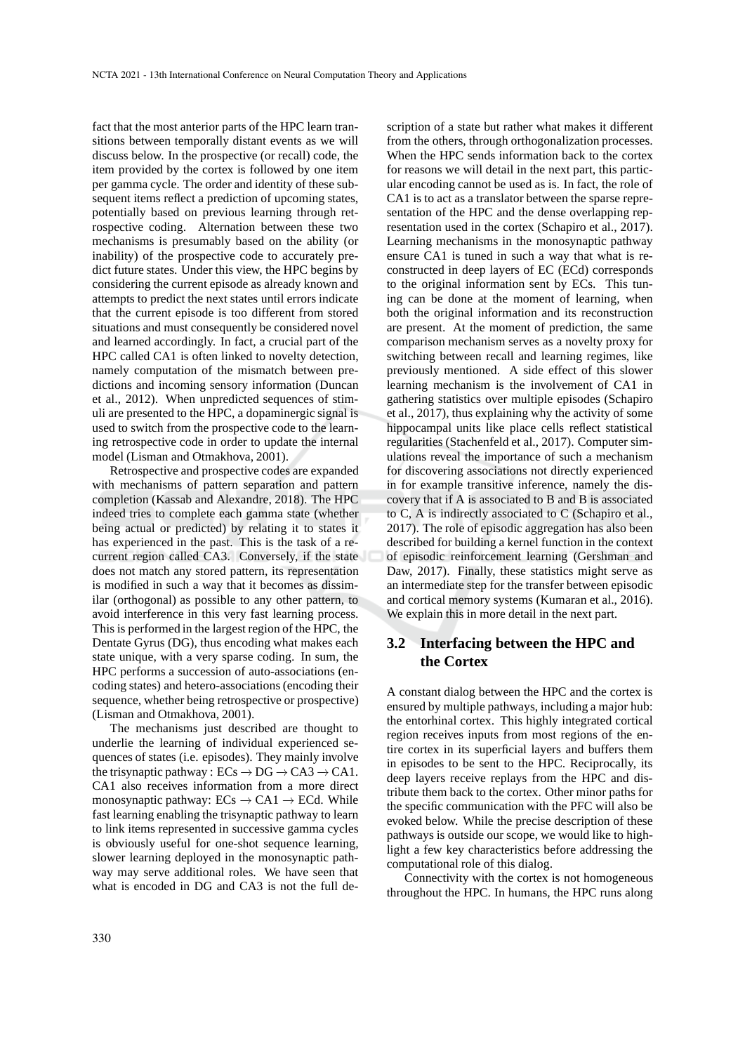fact that the most anterior parts of the HPC learn transitions between temporally distant events as we will discuss below. In the prospective (or recall) code, the item provided by the cortex is followed by one item per gamma cycle. The order and identity of these subsequent items reflect a prediction of upcoming states, potentially based on previous learning through retrospective coding. Alternation between these two mechanisms is presumably based on the ability (or inability) of the prospective code to accurately predict future states. Under this view, the HPC begins by considering the current episode as already known and attempts to predict the next states until errors indicate that the current episode is too different from stored situations and must consequently be considered novel and learned accordingly. In fact, a crucial part of the HPC called CA1 is often linked to novelty detection, namely computation of the mismatch between predictions and incoming sensory information (Duncan et al., 2012). When unpredicted sequences of stimuli are presented to the HPC, a dopaminergic signal is used to switch from the prospective code to the learning retrospective code in order to update the internal model (Lisman and Otmakhova, 2001).

Retrospective and prospective codes are expanded with mechanisms of pattern separation and pattern completion (Kassab and Alexandre, 2018). The HPC indeed tries to complete each gamma state (whether being actual or predicted) by relating it to states it has experienced in the past. This is the task of a recurrent region called CA3. Conversely, if the state does not match any stored pattern, its representation is modified in such a way that it becomes as dissimilar (orthogonal) as possible to any other pattern, to avoid interference in this very fast learning process. This is performed in the largest region of the HPC, the Dentate Gyrus (DG), thus encoding what makes each state unique, with a very sparse coding. In sum, the HPC performs a succession of auto-associations (encoding states) and hetero-associations (encoding their sequence, whether being retrospective or prospective) (Lisman and Otmakhova, 2001).

The mechanisms just described are thought to underlie the learning of individual experienced sequences of states (i.e. episodes). They mainly involve the trisynaptic pathway : ECs $\rightarrow$ DG $\rightarrow$ CA3 $\rightarrow$ CA1. CA1 also receives information from a more direct monosynaptic pathway: ECs $\rightarrow$ CA1 $\rightarrow$ ECd. While fast learning enabling the trisynaptic pathway to learn to link items represented in successive gamma cycles is obviously useful for one-shot sequence learning, slower learning deployed in the monosynaptic pathway may serve additional roles. We have seen that what is encoded in DG and CA3 is not the full description of a state but rather what makes it different from the others, through orthogonalization processes. When the HPC sends information back to the cortex for reasons we will detail in the next part, this particular encoding cannot be used as is. In fact, the role of CA1 is to act as a translator between the sparse representation of the HPC and the dense overlapping representation used in the cortex (Schapiro et al., 2017). Learning mechanisms in the monosynaptic pathway ensure CA1 is tuned in such a way that what is reconstructed in deep layers of EC (ECd) corresponds to the original information sent by ECs. This tuning can be done at the moment of learning, when both the original information and its reconstruction are present. At the moment of prediction, the same comparison mechanism serves as a novelty proxy for switching between recall and learning regimes, like previously mentioned. A side effect of this slower learning mechanism is the involvement of CA1 in gathering statistics over multiple episodes (Schapiro et al., 2017), thus explaining why the activity of some hippocampal units like place cells reflect statistical regularities (Stachenfeld et al., 2017). Computer simulations reveal the importance of such a mechanism for discovering associations not directly experienced in for example transitive inference, namely the discovery that if A is associated to B and B is associated to C, A is indirectly associated to C (Schapiro et al., 2017). The role of episodic aggregation has also been described for building a kernel function in the context of episodic reinforcement learning (Gershman and Daw, 2017). Finally, these statistics might serve as an intermediate step for the transfer between episodic and cortical memory systems (Kumaran et al., 2016). We explain this in more detail in the next part.

### 3.2 Interfacing between the HPC and the Cortex

A constant dialog between the HPC and the cortex is ensured by multiple pathways, including a major hub: the entorhinal cortex. This highly integrated cortical region receives inputs from most regions of the entire cortex in its superficial layers and buffers them in episodes to be sent to the HPC. Reciprocally, its deep layers receive replays from the HPC and distribute them back to the cortex. Other minor paths for the specific communication with the PFC will also be evoked below. While the precise description of these pathways is outside our scope, we would like to highlight a few key characteristics before addressing the computational role of this dialog.

Connectivity with the cortex is not homogeneous throughout the HPC. In humans, the HPC runs along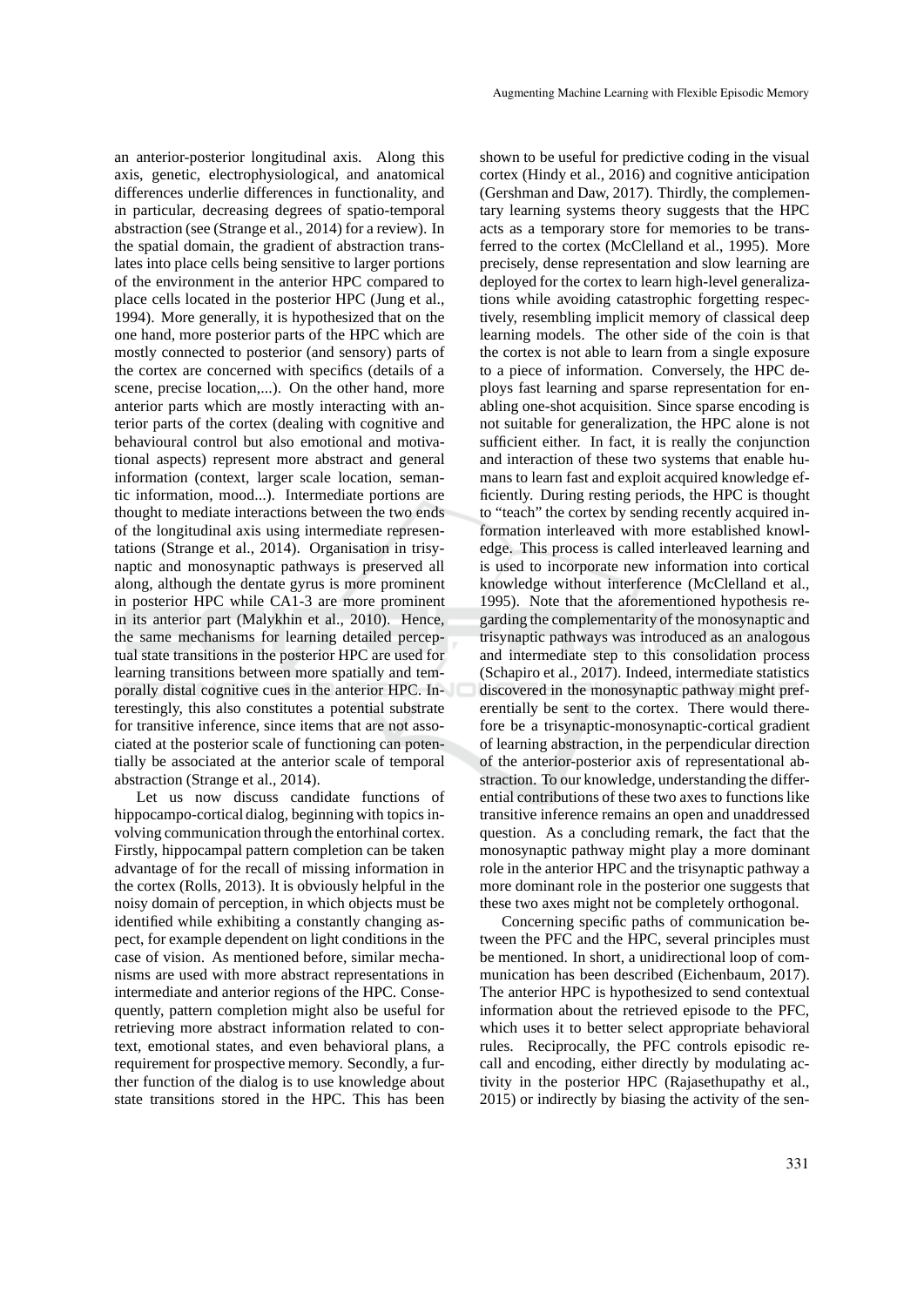an anterior-posterior longitudinal axis. Along this axis, genetic, electrophysiological, and anatomical differences underlie differences in functionality, and in particular, decreasing degrees of spatio-temporal abstraction (see (Strange et al., 2014) for a review). In the spatial domain, the gradient of abstraction translates into place cells being sensitive to larger portions of the environment in the anterior HPC compared to place cells located in the posterior HPC (Jung et al., 1994). More generally, it is hypothesized that on the one hand, more posterior parts of the HPC which are mostly connected to posterior (and sensory) parts of the cortex are concerned with specifics (details of a scene, precise location,...). On the other hand, more anterior parts which are mostly interacting with anterior parts of the cortex (dealing with cognitive and behavioural control but also emotional and motivational aspects) represent more abstract and general information (context, larger scale location, semantic information, mood...). Intermediate portions are thought to mediate interactions between the two ends of the longitudinal axis using intermediate representations (Strange et al., 2014). Organisation in trisynaptic and monosynaptic pathways is preserved all along, although the dentate gyrus is more prominent in posterior HPC while CA1-3 are more prominent in its anterior part (Malykhin et al., 2010). Hence, the same mechanisms for learning detailed perceptual state transitions in the posterior HPC are used for learning transitions between more spatially and temporally distal cognitive cues in the anterior HPC. Interestingly, this also constitutes a potential substrate for transitive inference, since items that are not associated at the posterior scale of functioning can potentially be associated at the anterior scale of temporal abstraction (Strange et al., 2014).

Let us now discuss candidate functions of hippocampo-cortical dialog, beginning with topics involving communication through the entorhinal cortex. Firstly, hippocampal pattern completion can be taken advantage of for the recall of missing information in the cortex (Rolls, 2013). It is obviously helpful in the noisy domain of perception, in which objects must be identified while exhibiting a constantly changing aspect, for example dependent on light conditions in the case of vision. As mentioned before, similar mechanisms are used with more abstract representations in intermediate and anterior regions of the HPC. Consequently, pattern completion might also be useful for retrieving more abstract information related to context, emotional states, and even behavioral plans, a requirement for prospective memory. Secondly, a further function of the dialog is to use knowledge about state transitions stored in the HPC. This has been shown to be useful for predictive coding in the visual cortex (Hindy et al., 2016) and cognitive anticipation (Gershman and Daw, 2017). Thirdly, the complementary learning systems theory suggests that the HPC acts as a temporary store for memories to be transferred to the cortex (McClelland et al., 1995). More precisely, dense representation and slow learning are deployed for the cortex to learn high-level generalizations while avoiding catastrophic forgetting respectively, resembling implicit memory of classical deep learning models. The other side of the coin is that the cortex is not able to learn from a single exposure to a piece of information. Conversely, the HPC deploys fast learning and sparse representation for enabling one-shot acquisition. Since sparse encoding is not suitable for generalization, the HPC alone is not sufficient either. In fact, it is really the conjunction and interaction of these two systems that enable humans to learn fast and exploit acquired knowledge efficiently. During resting periods, the HPC is thought to "teach" the cortex by sending recently acquired information interleaved with more established knowledge. This process is called interleaved learning and is used to incorporate new information into cortical knowledge without interference (McClelland et al., 1995). Note that the aforementioned hypothesis regarding the complementarity of the monosynaptic and trisynaptic pathways was introduced as an analogous and intermediate step to this consolidation process (Schapiro et al., 2017). Indeed, intermediate statistics discovered in the monosynaptic pathway might preferentially be sent to the cortex. There would therefore be a trisynaptic-monosynaptic-cortical gradient of learning abstraction, in the perpendicular direction of the anterior-posterior axis of representational abstraction. To our knowledge, understanding the differential contributions of these two axes to functions like transitive inference remains an open and unaddressed question. As a concluding remark, the fact that the monosynaptic pathway might play a more dominant role in the anterior HPC and the trisynaptic pathway a more dominant role in the posterior one suggests that these two axes might not be completely orthogonal.

Concerning specific paths of communication between the PFC and the HPC, several principles must be mentioned. In short, a unidirectional loop of communication has been described (Eichenbaum, 2017). The anterior HPC is hypothesized to send contextual information about the retrieved episode to the PFC, which uses it to better select appropriate behavioral rules. Reciprocally, the PFC controls episodic recall and encoding, either directly by modulating activity in the posterior HPC (Rajasethupathy et al., 2015) or indirectly by biasing the activity of the sen-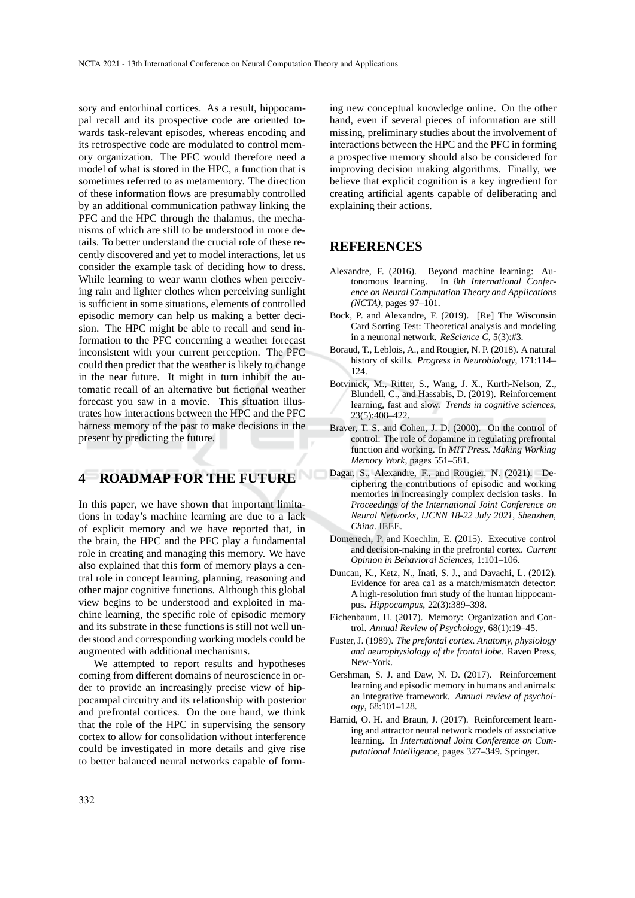sory and entorhinal cortices. As a result, hippocampal recall and its prospective code are oriented towards task-relevant episodes, whereas encoding and its retrospective code are modulated to control memory organization. The PFC would therefore need a model of what is stored in the HPC, a function that is sometimes referred to as metamemory. The direction of these information flows are presumably controlled by an additional communication pathway linking the PFC and the HPC through the thalamus, the mechanisms of which are still to be understood in more details. To better understand the crucial role of these recently discovered and yet to model interactions, let us consider the example task of deciding how to dress. While learning to wear warm clothes when perceiving rain and lighter clothes when perceiving sunlight is sufficient in some situations, elements of controlled episodic memory can help us making a better decision. The HPC might be able to recall and send information to the PFC concerning a weather forecast inconsistent with your current perception. The PFC could then predict that the weather is likely to change in the near future. It might in turn inhibit the automatic recall of an alternative but fictional weather forecast you saw in a movie. This situation illustrates how interactions between the HPC and the PFC harness memory of the past to make decisions in the present by predicting the future.

## 4 ROADMAP FOR THE FUTURE

In this paper, we have shown that important limitations in today's machine learning are due to a lack of explicit memory and we have reported that, in the brain, the HPC and the PFC play a fundamental role in creating and managing this memory. We have also explained that this form of memory plays a central role in concept learning, planning, reasoning and other major cognitive functions. Although this global view begins to be understood and exploited in machine learning, the specific role of episodic memory and its substrate in these functions is still not well understood and corresponding working models could be augmented with additional mechanisms.

We attempted to report results and hypotheses coming from different domains of neuroscience in order to provide an increasingly precise view of hippocampal circuitry and its relationship with posterior and prefrontal cortices. On the one hand, we think that the role of the HPC in supervising the sensory cortex to allow for consolidation without interference could be investigated in more details and give rise to better balanced neural networks capable of forming new conceptual knowledge online. On the other hand, even if several pieces of information are still missing, preliminary studies about the involvement of interactions between the HPC and the PFC in forming a prospective memory should also be considered for improving decision making algorithms. Finally, we believe that explicit cognition is a key ingredient for creating artificial agents capable of deliberating and explaining their actions.

## REFERENCES

Alexandre, F. (2016). Beyond machine learning: Autonomous learning. In *8th International Conference on Neural Computation Theory and Applications (NCTA)*, pages 97–101.

Bock, P. and Alexandre, F. (2019). [Re] The Wisconsin Card Sorting Test: Theoretical analysis and modeling in a neuronal network. *ReScience C*, 5(3):#3.

Boraud, T., Leblois, A., and Rougier, N. P. (2018). A natural history of skills. *Progress in Neurobiology*, 171:114–124.

Botvinick, M., Ritter, S., Wang, J. X., Kurth-Nelson, Z., Blundell, C., and Hassabis, D. (2019). Reinforcement learning, fast and slow. *Trends in cognitive sciences*, 23(5):408–422.

Braver, T. S. and Cohen, J. D. (2000). On the control of control: The role of dopamine in regulating prefrontal function and working. In *MIT Press. Making Working Memory Work*, pages 551–581.

Dagar, S., Alexandre, F., and Rougier, N. (2021). Deciphering the contributions of episodic and working memories in increasingly complex decision tasks. In *Proceedings of the International Joint Conference on Neural Networks, IJCNN 18-22 July 2021, Shenzhen, China.* IEEE.

Domenech, P. and Koechlin, E. (2015). Executive control and decision-making in the prefrontal cortex. *Current Opinion in Behavioral Sciences*, 1:101–106.

Duncan, K., Ketz, N., Inati, S. J., and Davachi, L. (2012). Evidence for area ca1 as a match/mismatch detector: A high-resolution fmri study of the human hippocampus. *Hippocampus*, 22(3):389–398.

Eichenbaum, H. (2017). Memory: Organization and Control. *Annual Review of Psychology*, 68(1):19–45.

Fuster, J. (1989). *The prefontal cortex. Anatomy, physiology and neurophysiology of the frontal lobe*. Raven Press, New-York.

Gershman, S. J. and Daw, N. D. (2017). Reinforcement learning and episodic memory in humans and animals: an integrative framework. *Annual review of psychology*, 68:101–128.

Hamid, O. H. and Braun, J. (2017). Reinforcement learning and attractor neural network models of associative learning. In *International Joint Conference on Computational Intelligence*, pages 327–349. Springer.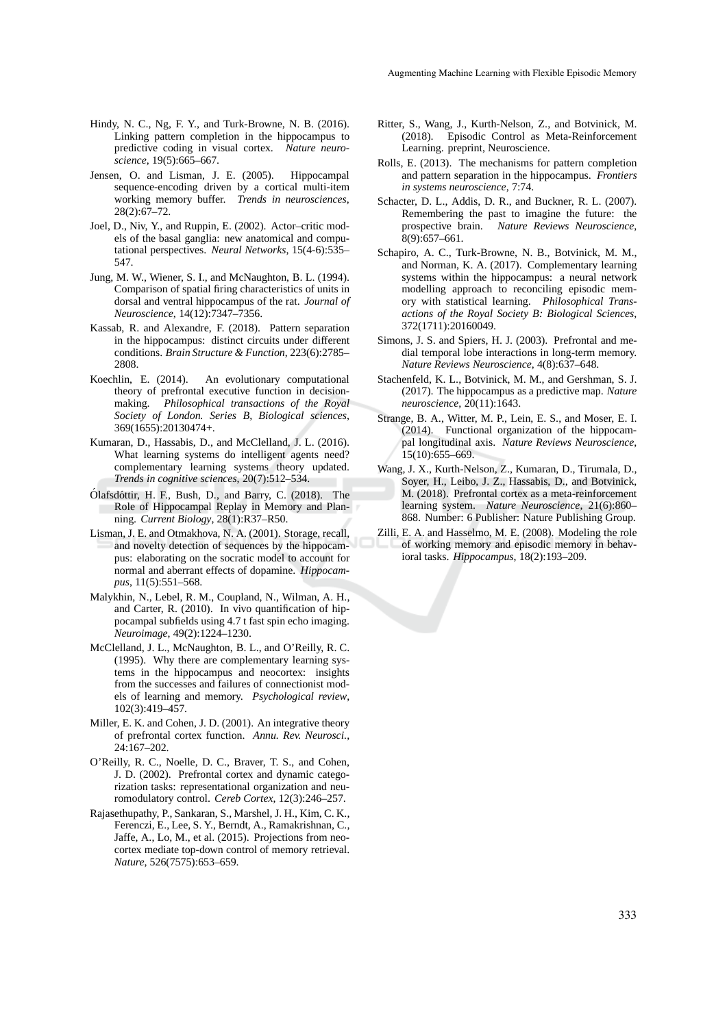Hindy, N. C., Ng, F. Y., and Turk-Browne, N. B. (2016). Linking pattern completion in the hippocampus to predictive coding in visual cortex. *Nature neuroscience*, 19(5):665–667.

Jensen, O. and Lisman, J. E. (2005). Hippocampal sequence-encoding driven by a cortical multi-item working memory buffer. *Trends in neurosciences*, 28(2):67–72.

Joel, D., Niv, Y., and Ruppin, E. (2002). Actor–critic models of the basal ganglia: new anatomical and computational perspectives. *Neural Networks*, 15(4-6):535–547.

Jung, M. W., Wiener, S. I., and McNaughton, B. L. (1994). Comparison of spatial firing characteristics of units in dorsal and ventral hippocampus of the rat. *Journal of Neuroscience*, 14(12):7347–7356.

Kassab, R. and Alexandre, F. (2018). Pattern separation in the hippocampus: distinct circuits under different conditions. *Brain Structure & Function*, 223(6):2785–2808.

Koechlin, E. (2014). An evolutionary computational theory of prefrontal executive function in decision-making. *Philosophical transactions of the Royal Society of London. Series B, Biological sciences*, 369(1655):20130474+.

Kumaran, D., Hassabis, D., and McClelland, J. L. (2016). What learning systems do intelligent agents need? complementary learning systems theory updated. *Trends in cognitive sciences*, 20(7):512–534.

Ólafsdóttir, H. F., Bush, D., and Barry, C. (2018). The Role of Hippocampal Replay in Memory and Planning. *Current Biology*, 28(1):R37–R50.

Lisman, J. E. and Otmakhova, N. A. (2001). Storage, recall, and novelty detection of sequences by the hippocampus: elaborating on the socratic model to account for normal and aberrant effects of dopamine. *Hippocampus*, 11(5):551–568.

Malykhin, N., Lebel, R. M., Coupland, N., Wilman, A. H., and Carter, R. (2010). In vivo quantification of hippocampal subfields using 4.7 t fast spin echo imaging. *Neuroimage*, 49(2):1224–1230.

McClelland, J. L., McNaughton, B. L., and O'Reilly, R. C. (1995). Why there are complementary learning systems in the hippocampus and neocortex: insights from the successes and failures of connectionist models of learning and memory. *Psychological review*, 102(3):419–457.

Miller, E. K. and Cohen, J. D. (2001). An integrative theory of prefrontal cortex function. *Annu. Rev. Neurosci.*, 24:167–202.

O'Reilly, R. C., Noelle, D. C., Braver, T. S., and Cohen, J. D. (2002). Prefrontal cortex and dynamic categorization tasks: representational organization and neuromodulatory control. *Cereb Cortex*, 12(3):246–257.

Rajasethupathy, P., Sankaran, S., Marshel, J. H., Kim, C. K., Ferenczi, E., Lee, S. Y., Berndt, A., Ramakrishnan, C., Jaffe, A., Lo, M., et al. (2015). Projections from neocortex mediate top-down control of memory retrieval. *Nature*, 526(7575):653–659.

Ritter, S., Wang, J., Kurth-Nelson, Z., and Botvinick, M. (2018). Episodic Control as Meta-Reinforcement Learning. preprint, Neuroscience.

Rolls, E. (2013). The mechanisms for pattern completion and pattern separation in the hippocampus. *Frontiers in systems neuroscience*, 7:74.

Schacter, D. L., Addis, D. R., and Buckner, R. L. (2007). Remembering the past to imagine the future: the prospective brain. *Nature Reviews Neuroscience*, 8(9):657–661.

Schapiro, A. C., Turk-Browne, N. B., Botvinick, M. M., and Norman, K. A. (2017). Complementary learning systems within the hippocampus: a neural network modelling approach to reconciling episodic memory with statistical learning. *Philosophical Transactions of the Royal Society B: Biological Sciences*, 372(1711):20160049.

Simons, J. S. and Spiers, H. J. (2003). Prefrontal and medial temporal lobe interactions in long-term memory. *Nature Reviews Neuroscience*, 4(8):637–648.

Stachenfeld, K. L., Botvinick, M. M., and Gershman, S. J. (2017). The hippocampus as a predictive map. *Nature neuroscience*, 20(11):1643.

Strange, B. A., Witter, M. P., Lein, E. S., and Moser, E. I. (2014). Functional organization of the hippocampal longitudinal axis. *Nature Reviews Neuroscience*, 15(10):655–669.

Wang, J. X., Kurth-Nelson, Z., Kumaran, D., Tirumala, D., Soyer, H., Leibo, J. Z., Hassabis, D., and Botvinick, M. (2018). Prefrontal cortex as a meta-reinforcement learning system. *Nature Neuroscience*, 21(6):860–868. Number: 6 Publisher: Nature Publishing Group.

Zilli, E. A. and Hasselmo, M. E. (2008). Modeling the role of working memory and episodic memory in behavioral tasks. *Hippocampus*, 18(2):193–209.